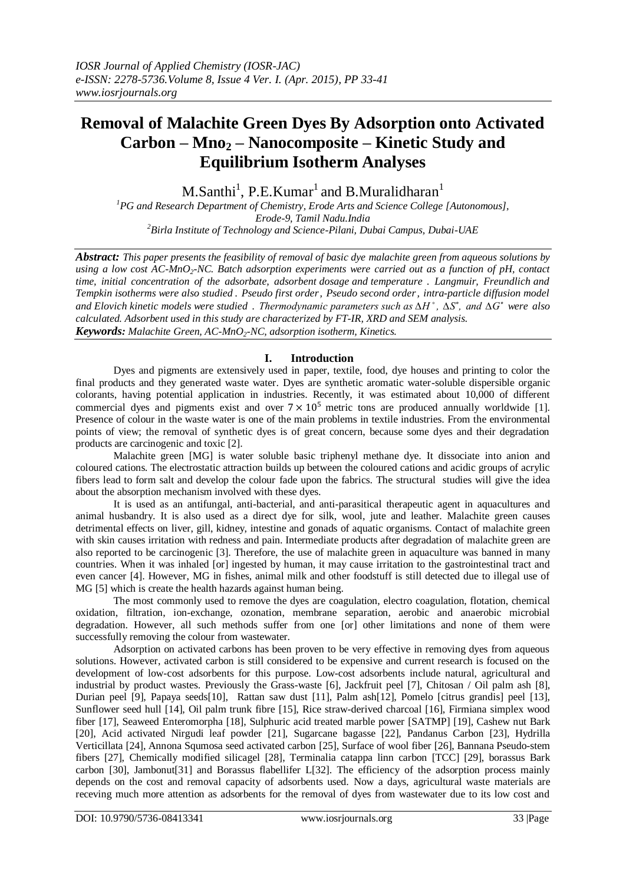# Removal of Malachite Green Dyes By Adsorption onto Activated Carbon – Mno$_2$ – Nanocomposite – Kinetic Study and Equilibrium Isotherm Analyses

M.Santhi[1], P.E.Kumar[1] and B.Muralidharan[1]

[1]PG and Research Department of Chemistry, Erode Arts and Science College [Autonomous], Erode-9, Tamil Nadu.India

[2]Birla Institute of Technology and Science-Pilani, Dubai Campus, Dubai-UAE

***Abstract:*** *This paper presents the feasibility of removal of basic dye malachite green from aqueous solutions by using a low cost AC-MnO$_2$-NC. Batch adsorption experiments were carried out as a function of pH, contact time, initial concentration of the adsorbate, adsorbent dosage and temperature . Langmuir, Freundlich and Tempkin isotherms were also studied . Pseudo first order , Pseudo second order , intra-particle diffusion model and Elovich kinetic models were studied . Thermodynamic parameters such as $\Delta H^\circ$ , $\Delta S^\circ$, and $\Delta G^\circ$ were also calculated. Adsorbent used in this study are characterized by FT-IR, XRD and SEM analysis.*

***Keywords:*** *Malachite Green, AC-MnO$_2$-NC, adsorption isotherm, Kinetics.*

## I. Introduction

Dyes and pigments are extensively used in paper, textile, food, dye houses and printing to color the final products and they generated waste water. Dyes are synthetic aromatic water-soluble dispersible organic colorants, having potential application in industries. Recently, it was estimated about 10,000 of different commercial dyes and pigments exist and over $7 \times 10^5$ metric tons are produced annually worldwide [1]. Presence of colour in the waste water is one of the main problems in textile industries. From the environmental points of view; the removal of synthetic dyes is of great concern, because some dyes and their degradation products are carcinogenic and toxic [2].

Malachite green [MG] is water soluble basic triphenyl methane dye. It dissociate into anion and coloured cations. The electrostatic attraction builds up between the coloured cations and acidic groups of acrylic fibers lead to form salt and develop the colour fade upon the fabrics. The structural studies will give the idea about the absorption mechanism involved with these dyes.

It is used as an antifungal, anti-bacterial, and anti-parasitical therapeutic agent in aquacultures and animal husbandry. It is also used as a direct dye for silk, wool, jute and leather. Malachite green causes detrimental effects on liver, gill, kidney, intestine and gonads of aquatic organisms. Contact of malachite green with skin causes irritation with redness and pain. Intermediate products after degradation of malachite green are also reported to be carcinogenic [3]. Therefore, the use of malachite green in aquaculture was banned in many countries. When it was inhaled [or] ingested by human, it may cause irritation to the gastrointestinal tract and even cancer [4]. However, MG in fishes, animal milk and other foodstuff is still detected due to illegal use of MG [5] which is create the health hazards against human being.

The most commonly used to remove the dyes are coagulation, electro coagulation, flotation, chemical oxidation, filtration, ion-exchange, ozonation, membrane separation, aerobic and anaerobic microbial degradation. However, all such methods suffer from one [or] other limitations and none of them were successfully removing the colour from wastewater.

Adsorption on activated carbons has been proven to be very effective in removing dyes from aqueous solutions. However, activated carbon is still considered to be expensive and current research is focused on the development of low-cost adsorbents for this purpose. Low-cost adsorbents include natural, agricultural and industrial by product wastes. Previously the Grass-waste [6], Jackfruit peel [7], Chitosan / Oil palm ash [8], Durian peel [9], Papaya seeds[10], Rattan saw dust [11], Palm ash[12], Pomelo [citrus grandis] peel [13], Sunflower seed hull [14], Oil palm trunk fibre [15], Rice straw-derived charcoal [16], Firmiana simplex wood fiber [17], Seaweed Enteromorpha [18], Sulphuric acid treated marble power [SATMP] [19], Cashew nut Bark [20], Acid activated Nirgudi leaf powder [21], Sugarcane bagasse [22], Pandanus Carbon [23], Hydrilla Verticillata [24], Annona Squmosa seed activated carbon [25], Surface of wool fiber [26], Bannana Pseudo-stem fibers [27], Chemically modified silicagel [28], Terminalia catappa linn carbon [TCC] [29], borassus Bark carbon [30], Jambonut[31] and Borassus flabellifer L[32]. The efficiency of the adsorption process mainly depends on the cost and removal capacity of adsorbents used. Now a days, agricultural waste materials are receving much more attention as adsorbents for the removal of dyes from wastewater due to its low cost and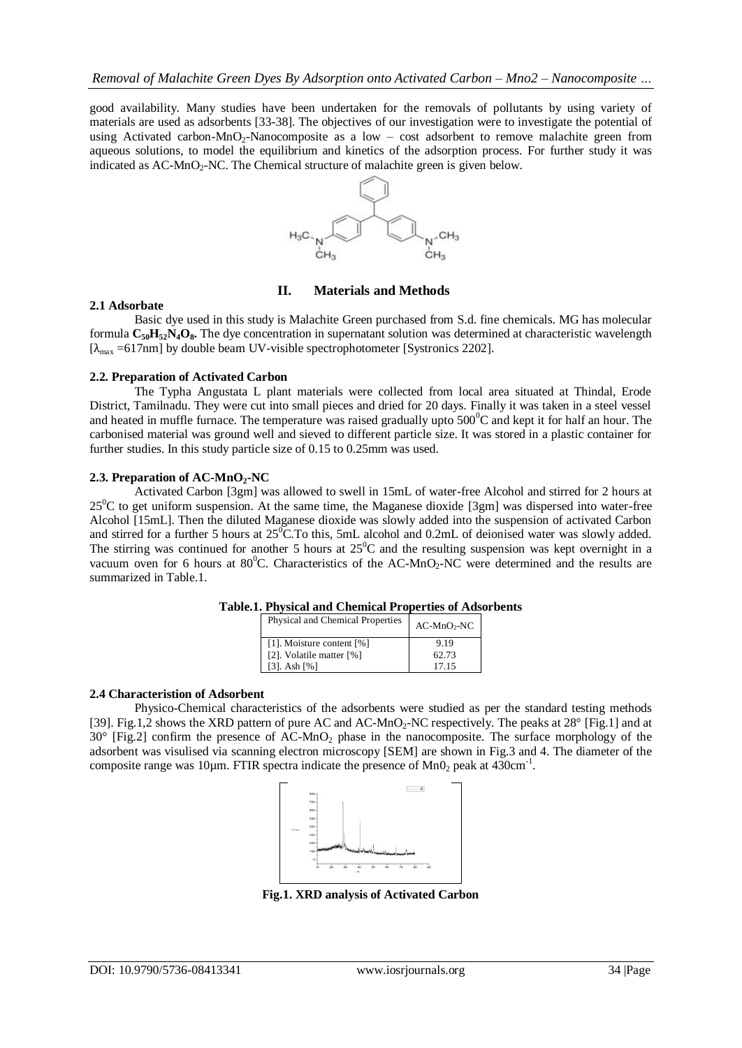good availability. Many studies have been undertaken for the removals of pollutants by using variety of materials are used as adsorbents [33-38]. The objectives of our investigation were to investigate the potential of using Activated carbon-$MnO_2$-Nanocomposite as a low – cost adsorbent to remove malachite green from aqueous solutions, to model the equilibrium and kinetics of the adsorption process. For further study it was indicated as AC-$MnO_2$-NC. The Chemical structure of malachite green is given below.

## II. Materials and Methods

### 2.1 Adsorbate

Basic dye used in this study is Malachite Green purchased from S.d. fine chemicals. MG has molecular formula $\mathbf{C_{50}H_{52}N_4O_8}$. The dye concentration in supernatant solution was determined at characteristic wavelength [$\lambda_{max}$ =617nm] by double beam UV-visible spectrophotometer [Systronics 2202].

### 2.2. Preparation of Activated Carbon

The Typha Angustata L plant materials were collected from local area situated at Thindal, Erode District, Tamilnadu. They were cut into small pieces and dried for 20 days. Finally it was taken in a steel vessel and heated in muffle furnace. The temperature was raised gradually upto 500$^0$C and kept it for half an hour. The carbonised material was ground well and sieved to different particle size. It was stored in a plastic container for further studies. In this study particle size of 0.15 to 0.25mm was used.

### 2.3. Preparation of AC-$MnO_2$-NC

Activated Carbon [3gm] was allowed to swell in 15mL of water-free Alcohol and stirred for 2 hours at 25$^0$C to get uniform suspension. At the same time, the Maganese dioxide [3gm] was dispersed into water-free Alcohol [15mL]. Then the diluted Maganese dioxide was slowly added into the suspension of activated Carbon and stirred for a further 5 hours at 25$^0$C.To this, 5mL alcohol and 0.2mL of deionised water was slowly added. The stirring was continued for another 5 hours at 25$^0$C and the resulting suspension was kept overnight in a vacuum oven for 6 hours at 80$^0$C. Characteristics of the AC-$MnO_2$-NC were determined and the results are summarized in Table.1.

**Table.1. Physical and Chemical Properties of Adsorbents**

| Physical and Chemical Properties | AC-$MnO_2$-NC |
|---|---|
| [1]. Moisture content [%] | 9.19 |
| [2]. Volatile matter [%] | 62.73 |
| [3]. Ash [%] | 17.15 |

### 2.4 Characteristion of Adsorbent

Physico-Chemical characteristics of the adsorbents were studied as per the standard testing methods [39]. Fig.1,2 shows the XRD pattern of pure AC and AC-$MnO_2$-NC respectively. The peaks at 28° [Fig.1] and at 30° [Fig.2] confirm the presence of AC-$MnO_2$ phase in the nanocomposite. The surface morphology of the adsorbent was visulised via scanning electron microscopy [SEM] are shown in Fig.3 and 4. The diameter of the composite range was 10µm. FTIR spectra indicate the presence of $Mn0_2$ peak at 430cm$^{-1}$.

**Fig.1. XRD analysis of Activated Carbon**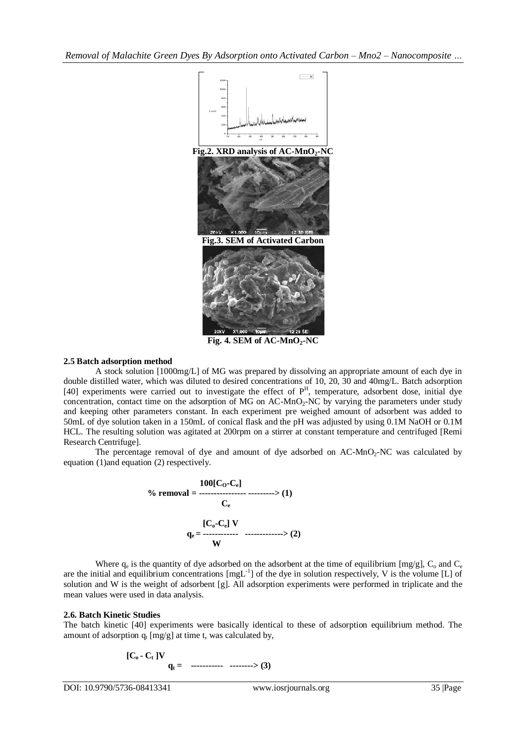Fig.2. XRD analysis of AC-$MnO_2$-NC

Fig.3. SEM of Activated Carbon

Fig. 4. SEM of AC-$MnO_2$-NC

**2.5 Batch adsorption method**

A stock solution [1000mg/L] of MG was prepared by dissolving an appropriate amount of each dye in double distilled water, which was diluted to desired concentrations of 10, 20, 30 and 40mg/L. Batch adsorption [40] experiments were carried out to investigate the effect of $P^H$, temperature, adsorbent dose, initial dye concentration, contact time on the adsorption of MG on AC-$MnO_2$-NC by varying the parameters under study and keeping other parameters constant. In each experiment pre weighed amount of adsorbent was added to 50mL of dye solution taken in a 150mL of conical flask and the pH was adjusted by using 0.1M NaOH or 0.1M HCL. The resulting solution was agitated at 200rpm on a stirrer at constant temperature and centrifuged [Remi Research Centrifuge].

The percentage removal of dye and amount of dye adsorbed on AC-$MnO_2$-NC was calculated by equation (1)and equation (2) respectively.

$$\% \text{ removal} = \frac{100[C_O - C_e]}{C_e} \quad \text{---------> (1)}$$

$$q_e = \frac{[C_o - C_e]\, V}{W} \quad \text{-------------> (2)}$$

Where $q_e$ is the quantity of dye adsorbed on the adsorbent at the time of equilibrium [mg/g], $C_o$ and $C_e$ are the initial and equilibrium concentrations [$mgL^{-1}$] of the dye in solution respectively, V is the volume [L] of solution and W is the weight of adsorbent [g]. All adsorption experiments were performed in triplicate and the mean values were used in data analysis.

**2.6. Batch Kinetic Studies**

The batch kinetic [40] experiments were basically identical to these of adsorption equilibrium method. The amount of adsorption $q_t$ [mg/g] at time t, was calculated by,

$$q_t = \frac{[C_o - C_t]V}{\phantom{W}} \quad \text{--------> (3)}$$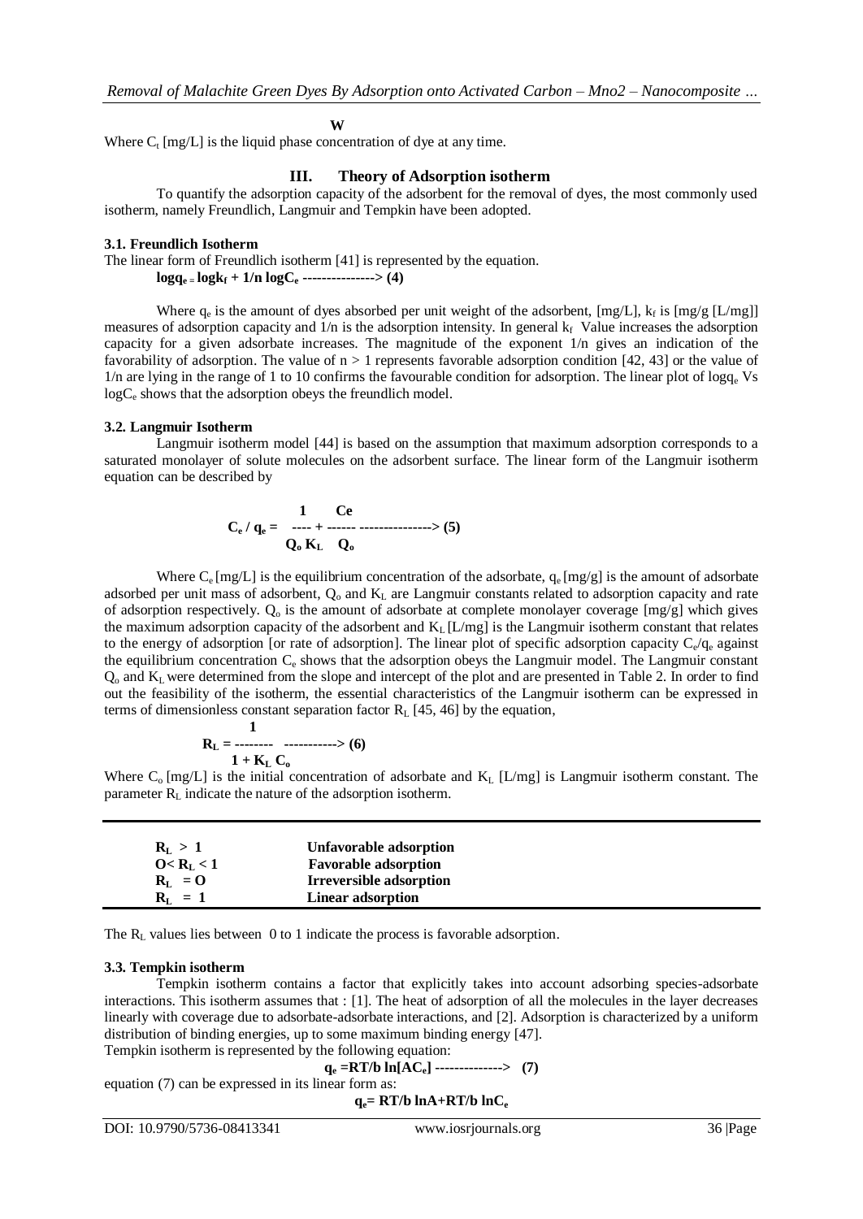W

Where $C_t$ [mg/L] is the liquid phase concentration of dye at any time.

## III. Theory of Adsorption isotherm

To quantify the adsorption capacity of the adsorbent for the removal of dyes, the most commonly used isotherm, namely Freundlich, Langmuir and Tempkin have been adopted.

### 3.1. Freundlich Isotherm

The linear form of Freundlich isotherm [41] is represented by the equation.

$$\log q_e = \log k_f + 1/n \log C_e \text{ ---------------> (4)}$$

Where $q_e$ is the amount of dyes absorbed per unit weight of the adsorbent, [mg/L], $k_f$ is [mg/g [L/mg]] measures of adsorption capacity and 1/n is the adsorption intensity. In general $k_f$ Value increases the adsorption capacity for a given adsorbate increases. The magnitude of the exponent 1/n gives an indication of the favorability of adsorption. The value of $n > 1$ represents favorable adsorption condition [42, 43] or the value of 1/n are lying in the range of 1 to 10 confirms the favourable condition for adsorption. The linear plot of $\log q_e$ Vs $\log C_e$ shows that the adsorption obeys the freundlich model.

### 3.2. Langmuir Isotherm

Langmuir isotherm model [44] is based on the assumption that maximum adsorption corresponds to a saturated monolayer of solute molecules on the adsorbent surface. The linear form of the Langmuir isotherm equation can be described by

$$C_e / q_e = \frac{1}{Q_o K_L} + \frac{Ce}{Q_o} \text{ ---------------> (5)}$$

Where $C_e$ [mg/L] is the equilibrium concentration of the adsorbate, $q_e$ [mg/g] is the amount of adsorbate adsorbed per unit mass of adsorbent, $Q_o$ and $K_L$ are Langmuir constants related to adsorption capacity and rate of adsorption respectively. $Q_o$ is the amount of adsorbate at complete monolayer coverage [mg/g] which gives the maximum adsorption capacity of the adsorbent and $K_L$ [L/mg] is the Langmuir isotherm constant that relates to the energy of adsorption [or rate of adsorption]. The linear plot of specific adsorption capacity $C_e/q_e$ against the equilibrium concentration $C_e$ shows that the adsorption obeys the Langmuir model. The Langmuir constant $Q_o$ and $K_L$ were determined from the slope and intercept of the plot and are presented in Table 2. In order to find out the feasibility of the isotherm, the essential characteristics of the Langmuir isotherm can be expressed in terms of dimensionless constant separation factor $R_L$ [45, 46] by the equation,

$$R_L = \frac{1}{1 + K_L C_o} \text{ -----------> (6)}$$

Where $C_o$ [mg/L] is the initial concentration of adsorbate and $K_L$ [L/mg] is Langmuir isotherm constant. The parameter $R_L$ indicate the nature of the adsorption isotherm.

| | |
|---|---|
| $R_L > 1$ | **Unfavorable adsorption** |
| $O < R_L < 1$ | **Favorable adsorption** |
| $R_L = O$ | **Irreversible adsorption** |
| $R_L = 1$ | **Linear adsorption** |

The $R_L$ values lies between 0 to 1 indicate the process is favorable adsorption.

### 3.3. Tempkin isotherm

Tempkin isotherm contains a factor that explicitly takes into account adsorbing species-adsorbate interactions. This isotherm assumes that : [1]. The heat of adsorption of all the molecules in the layer decreases linearly with coverage due to adsorbate-adsorbate interactions, and [2]. Adsorption is characterized by a uniform distribution of binding energies, up to some maximum binding energy [47].

Tempkin isotherm is represented by the following equation:

$$q_e = RT/b \ln[AC_e] \text{ --------------> (7)}$$

equation (7) can be expressed in its linear form as:

$$q_e = RT/b \ln A + RT/b \ln C_e$$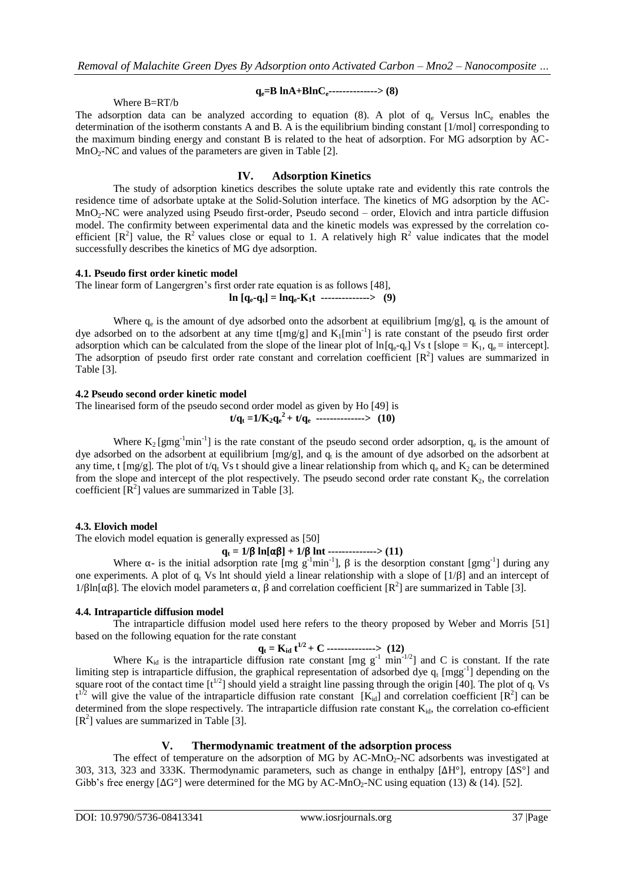$$q_e = B \ln A + B \ln C_e \text{ --------------> (8)}$$

Where B=RT/b

The adsorption data can be analyzed according to equation (8). A plot of $q_e$ Versus $\ln C_e$ enables the determination of the isotherm constants A and B. A is the equilibrium binding constant [1/mol] corresponding to the maximum binding energy and constant B is related to the heat of adsorption. For MG adsorption by AC-$MnO_2$-NC and values of the parameters are given in Table [2].

## IV. Adsorption Kinetics

The study of adsorption kinetics describes the solute uptake rate and evidently this rate controls the residence time of adsorbate uptake at the Solid-Solution interface. The kinetics of MG adsorption by the AC-$MnO_2$-NC were analyzed using Pseudo first-order, Pseudo second – order, Elovich and intra particle diffusion model. The confirmity between experimental data and the kinetic models was expressed by the correlation co-efficient [$R^2$] value, the $R^2$ values close or equal to 1. A relatively high $R^2$ value indicates that the model successfully describes the kinetics of MG dye adsorption.

### 4.1. Pseudo first order kinetic model

The linear form of Langergren's first order rate equation is as follows [48],

$$\ln [q_e - q_t] = \ln q_e - K_1 t \text{ --------------> (9)}$$

Where $q_e$ is the amount of dye adsorbed onto the adsorbent at equilibrium [mg/g], $q_t$ is the amount of dye adsorbed on to the adsorbent at any time t[mg/g] and $K_1$[$min^{-1}$] is rate constant of the pseudo first order adsorption which can be calculated from the slope of the linear plot of $\ln[q_e - q_t]$ Vs t [slope = $K_1$, $q_e$ = intercept]. The adsorption of pseudo first order rate constant and correlation coefficient [$R^2$] values are summarized in Table [3].

### 4.2 Pseudo second order kinetic model

The linearised form of the pseudo second order model as given by Ho [49] is

$$t/q_t = 1/K_2 q_e^2 + t/q_e \text{ --------------> (10)}$$

Where $K_2$ [$gmg^{-1}min^{-1}$] is the rate constant of the pseudo second order adsorption, $q_e$ is the amount of dye adsorbed on the adsorbent at equilibrium [mg/g], and $q_t$ is the amount of dye adsorbed on the adsorbent at any time, t [mg/g]. The plot of $t/q_t$ Vs t should give a linear relationship from which $q_e$ and $K_2$ can be determined from the slope and intercept of the plot respectively. The pseudo second order rate constant $K_2$, the correlation coefficient [$R^2$] values are summarized in Table [3].

### 4.3. Elovich model

The elovich model equation is generally expressed as [50]

$$q_t = 1/\beta \ln[\alpha\beta] + 1/\beta \ln t \text{ --------------> (11)}$$

Where α- is the initial adsorption rate [mg $g^{-1}min^{-1}$], β is the desorption constant [$gmg^{-1}$] during any one experiments. A plot of $q_t$ Vs lnt should yield a linear relationship with a slope of [1/β] and an intercept of 1/βln[αβ]. The elovich model parameters α, β and correlation coefficient [$R^2$] are summarized in Table [3].

### 4.4. Intraparticle diffusion model

The intraparticle diffusion model used here refers to the theory proposed by Weber and Morris [51] based on the following equation for the rate constant

$$q_t = K_{id} t^{1/2} + C \text{ --------------> (12)}$$

Where $K_{id}$ is the intraparticle diffusion rate constant [mg $g^{-1}$ $min^{-1/2}$] and C is constant. If the rate limiting step is intraparticle diffusion, the graphical representation of adsorbed dye $q_t$ [$mgg^{-1}$] depending on the square root of the contact time [$t^{1/2}$] should yield a straight line passing through the origin [40]. The plot of $q_t$ Vs $t^{1/2}$ will give the value of the intraparticle diffusion rate constant [$K_{id}$] and correlation coefficient [$R^2$] can be determined from the slope respectively. The intraparticle diffusion rate constant $K_{id}$, the correlation co-efficient [$R^2$] values are summarized in Table [3].

## V. Thermodynamic treatment of the adsorption process

The effect of temperature on the adsorption of MG by AC-$MnO_2$-NC adsorbents was investigated at 303, 313, 323 and 333K. Thermodynamic parameters, such as change in enthalpy [ΔH°], entropy [ΔS°] and Gibb's free energy [ΔG°] were determined for the MG by AC-$MnO_2$-NC using equation (13) & (14). [52].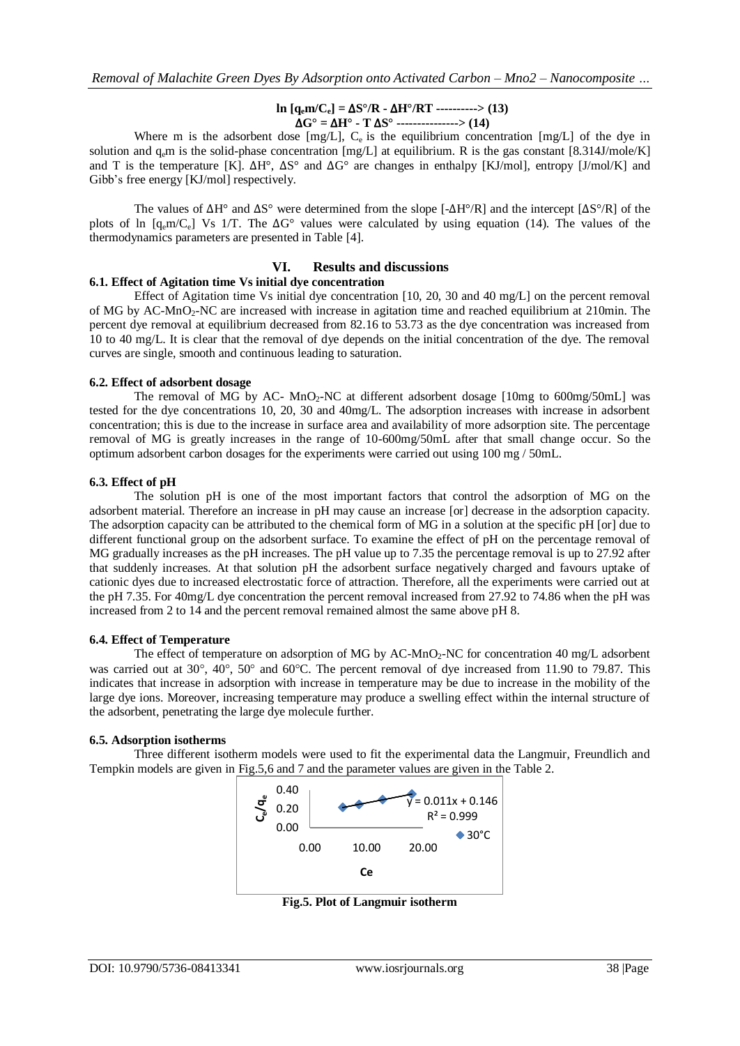$$\ln [q_e m/C_e] = \Delta S°/R - \Delta H°/RT \text{ ----------> (13)}$$

$$\Delta G° = \Delta H° - T \Delta S° \text{ ---------------> (14)}$$

Where m is the adsorbent dose [mg/L], $C_e$ is the equilibrium concentration [mg/L] of the dye in solution and $q_e m$ is the solid-phase concentration [mg/L] at equilibrium. R is the gas constant [8.314J/mole/K] and T is the temperature [K]. ΔH°, ΔS° and ΔG° are changes in enthalpy [KJ/mol], entropy [J/mol/K] and Gibb's free energy [KJ/mol] respectively.

The values of ΔH° and ΔS° were determined from the slope [-ΔH°/R] and the intercept [ΔS°/R] of the plots of ln [$q_e m/C_e$] Vs 1/T. The ΔG° values were calculated by using equation (14). The values of the thermodynamics parameters are presented in Table [4].

## VI. Results and discussions

### 6.1. Effect of Agitation time Vs initial dye concentration

Effect of Agitation time Vs initial dye concentration [10, 20, 30 and 40 mg/L] on the percent removal of MG by AC-$MnO_2$-NC are increased with increase in agitation time and reached equilibrium at 210min. The percent dye removal at equilibrium decreased from 82.16 to 53.73 as the dye concentration was increased from 10 to 40 mg/L. It is clear that the removal of dye depends on the initial concentration of the dye. The removal curves are single, smooth and continuous leading to saturation.

### 6.2. Effect of adsorbent dosage

The removal of MG by AC- $MnO_2$-NC at different adsorbent dosage [10mg to 600mg/50mL] was tested for the dye concentrations 10, 20, 30 and 40mg/L. The adsorption increases with increase in adsorbent concentration; this is due to the increase in surface area and availability of more adsorption site. The percentage removal of MG is greatly increases in the range of 10-600mg/50mL after that small change occur. So the optimum adsorbent carbon dosages for the experiments were carried out using 100 mg / 50mL.

### 6.3. Effect of pH

The solution pH is one of the most important factors that control the adsorption of MG on the adsorbent material. Therefore an increase in pH may cause an increase [or] decrease in the adsorption capacity. The adsorption capacity can be attributed to the chemical form of MG in a solution at the specific pH [or] due to different functional group on the adsorbent surface. To examine the effect of pH on the percentage removal of MG gradually increases as the pH increases. The pH value up to 7.35 the percentage removal is up to 27.92 after that suddenly increases. At that solution pH the adsorbent surface negatively charged and favours uptake of cationic dyes due to increased electrostatic force of attraction. Therefore, all the experiments were carried out at the pH 7.35. For 40mg/L dye concentration the percent removal increased from 27.92 to 74.86 when the pH was increased from 2 to 14 and the percent removal remained almost the same above pH 8.

### 6.4. Effect of Temperature

The effect of temperature on adsorption of MG by AC-$MnO_2$-NC for concentration 40 mg/L adsorbent was carried out at 30°, 40°, 50° and 60°C. The percent removal of dye increased from 11.90 to 79.87. This indicates that increase in adsorption with increase in temperature may be due to increase in the mobility of the large dye ions. Moreover, increasing temperature may produce a swelling effect within the internal structure of the adsorbent, penetrating the large dye molecule further.

### 6.5. Adsorption isotherms

Three different isotherm models were used to fit the experimental data the Langmuir, Freundlich and Tempkin models are given in Fig.5,6 and 7 and the parameter values are given in the Table 2.

$C_e/q_e$ vs Ce; y = 0.011x + 0.146, $R^2$ = 0.999; 30°C

**Fig.5. Plot of Langmuir isotherm**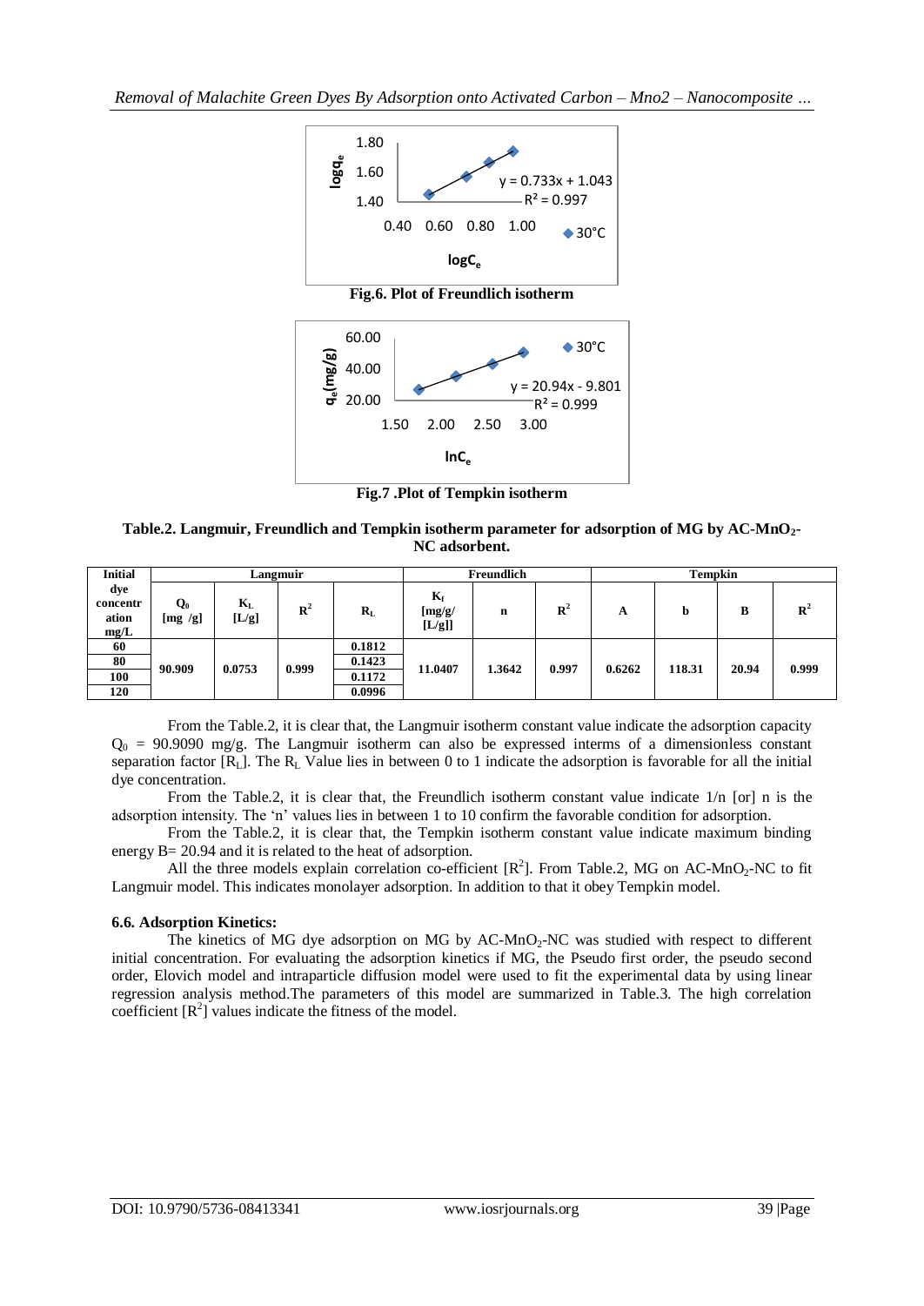Fig.6. Plot of Freundlich isotherm

Fig.7 .Plot of Tempkin isotherm

**Table.2. Langmuir, Freundlich and Tempkin isotherm parameter for adsorption of MG by AC-$MnO_2$-NC adsorbent.**

| Initial dye concentration mg/L | Langmuir | | | | Freundlich | | | Tempkin | | | |
|---|---|---|---|---|---|---|---|---|---|---|---|
| | $Q_0$ [mg /g] | $K_L$ [L/g] | $R^2$ | $R_L$ | $K_f$ [mg/g/ [L/g]] | n | $R^2$ | A | b | B | $R^2$ |
| 60 | 90.909 | 0.0753 | 0.999 | 0.1812 | 11.0407 | 1.3642 | 0.997 | 0.6262 | 118.31 | 20.94 | 0.999 |
| 80 | | | | 0.1423 | | | | | | | |
| 100 | | | | 0.1172 | | | | | | | |
| 120 | | | | 0.0996 | | | | | | | |

From the Table.2, it is clear that, the Langmuir isotherm constant value indicate the adsorption capacity $Q_0$ = 90.9090 mg/g. The Langmuir isotherm can also be expressed interms of a dimensionless constant separation factor [$R_L$]. The $R_L$ Value lies in between 0 to 1 indicate the adsorption is favorable for all the initial dye concentration.

From the Table.2, it is clear that, the Freundlich isotherm constant value indicate 1/n [or] n is the adsorption intensity. The 'n' values lies in between 1 to 10 confirm the favorable condition for adsorption.

From the Table.2, it is clear that, the Tempkin isotherm constant value indicate maximum binding energy B= 20.94 and it is related to the heat of adsorption.

All the three models explain correlation co-efficient [$R^2$]. From Table.2, MG on AC-$MnO_2$-NC to fit Langmuir model. This indicates monolayer adsorption. In addition to that it obey Tempkin model.

### 6.6. Adsorption Kinetics:

The kinetics of MG dye adsorption on MG by AC-$MnO_2$-NC was studied with respect to different initial concentration. For evaluating the adsorption kinetics if MG, the Pseudo first order, the pseudo second order, Elovich model and intraparticle diffusion model were used to fit the experimental data by using linear regression analysis method.The parameters of this model are summarized in Table.3. The high correlation coefficient [$R^2$] values indicate the fitness of the model.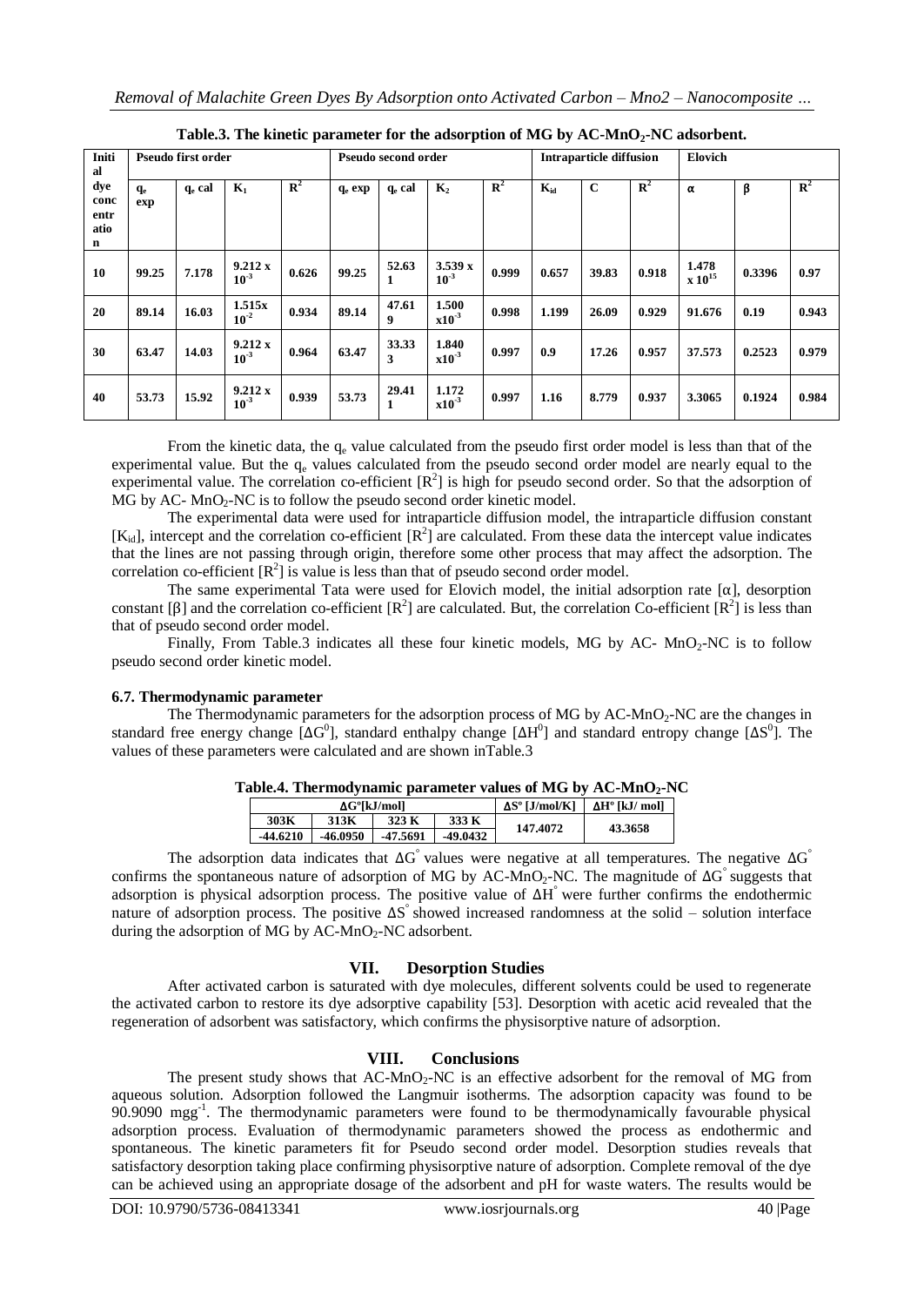**Table.3. The kinetic parameter for the adsorption of MG by AC-$MnO_2$-NC adsorbent.**

| Initial dye concentration | Pseudo first order | | | | Pseudo second order | | | | Intraparticle diffusion | | | Elovich | | |
|---|---|---|---|---|---|---|---|---|---|---|---|---|---|---|
| | $q_e$ exp | $q_e$ cal | $K_1$ | $R^2$ | $q_e$ exp | $q_e$ cal | $K_2$ | $R^2$ | $K_{id}$ | C | $R^2$ | α | β | $R^2$ |
| 10 | 99.25 | 7.178 | $9.212 \times 10^{-3}$ | 0.626 | 99.25 | 52.631 | $3.539 \times 10^{-3}$ | 0.999 | 0.657 | 39.83 | 0.918 | $1.478 \times 10^{15}$ | 0.3396 | 0.97 |
| 20 | 89.14 | 16.03 | $1.515 \times 10^{-2}$ | 0.934 | 89.14 | 47.619 | $1.500 \times 10^{-3}$ | 0.998 | 1.199 | 26.09 | 0.929 | 91.676 | 0.19 | 0.943 |
| 30 | 63.47 | 14.03 | $9.212 \times 10^{-3}$ | 0.964 | 63.47 | 33.333 | $1.840 \times 10^{-3}$ | 0.997 | 0.9 | 17.26 | 0.957 | 37.573 | 0.2523 | 0.979 |
| 40 | 53.73 | 15.92 | $9.212 \times 10^{-3}$ | 0.939 | 53.73 | 29.411 | $1.172 \times 10^{-3}$ | 0.997 | 1.16 | 8.779 | 0.937 | 3.3065 | 0.1924 | 0.984 |

From the kinetic data, the $q_e$ value calculated from the pseudo first order model is less than that of the experimental value. But the $q_e$ values calculated from the pseudo second order model are nearly equal to the experimental value. The correlation co-efficient [$R^2$] is high for pseudo second order. So that the adsorption of MG by AC- $MnO_2$-NC is to follow the pseudo second order kinetic model.

The experimental data were used for intraparticle diffusion model, the intraparticle diffusion constant [$K_{id}$], intercept and the correlation co-efficient [$R^2$] are calculated. From these data the intercept value indicates that the lines are not passing through origin, therefore some other process that may affect the adsorption. The correlation co-efficient [$R^2$] is value is less than that of pseudo second order model.

The same experimental Tata were used for Elovich model, the initial adsorption rate [α], desorption constant [β] and the correlation co-efficient [$R^2$] are calculated. But, the correlation Co-efficient [$R^2$] is less than that of pseudo second order model.

Finally, From Table.3 indicates all these four kinetic models, MG by AC- $MnO_2$-NC is to follow pseudo second order kinetic model.

### 6.7. Thermodynamic parameter

The Thermodynamic parameters for the adsorption process of MG by AC-$MnO_2$-NC are the changes in standard free energy change [$\Delta G^0$], standard enthalpy change [$\Delta H^0$] and standard entropy change [$\Delta S^0$]. The values of these parameters were calculated and are shown inTable.3

**Table.4. Thermodynamic parameter values of MG by AC-$MnO_2$-NC**

| ΔGº[kJ/mol] | | | | ΔSº [J/mol/K] | ΔHº [kJ/ mol] |
|---|---|---|---|---|---|
| 303K | 313K | 323 K | 333 K | 147.4072 | 43.3658 |
| -44.6210 | -46.0950 | -47.5691 | -49.0432 | | |

The adsorption data indicates that $\Delta G^{\circ}$ values were negative at all temperatures. The negative $\Delta G^{\circ}$ confirms the spontaneous nature of adsorption of MG by AC-$MnO_2$-NC. The magnitude of $\Delta G^{\circ}$ suggests that adsorption is physical adsorption process. The positive value of $\Delta H^{\circ}$ were further confirms the endothermic nature of adsorption process. The positive $\Delta S^{\circ}$ showed increased randomness at the solid – solution interface during the adsorption of MG by AC-$MnO_2$-NC adsorbent.

## VII. Desorption Studies

After activated carbon is saturated with dye molecules, different solvents could be used to regenerate the activated carbon to restore its dye adsorptive capability [53]. Desorption with acetic acid revealed that the regeneration of adsorbent was satisfactory, which confirms the physisorptive nature of adsorption.

## VIII. Conclusions

The present study shows that AC-$MnO_2$-NC is an effective adsorbent for the removal of MG from aqueous solution. Adsorption followed the Langmuir isotherms. The adsorption capacity was found to be 90.9090 $mgg^{-1}$. The thermodynamic parameters were found to be thermodynamically favourable physical adsorption process. Evaluation of thermodynamic parameters showed the process as endothermic and spontaneous. The kinetic parameters fit for Pseudo second order model. Desorption studies reveals that satisfactory desorption taking place confirming physisorptive nature of adsorption. Complete removal of the dye can be achieved using an appropriate dosage of the adsorbent and pH for waste waters. The results would be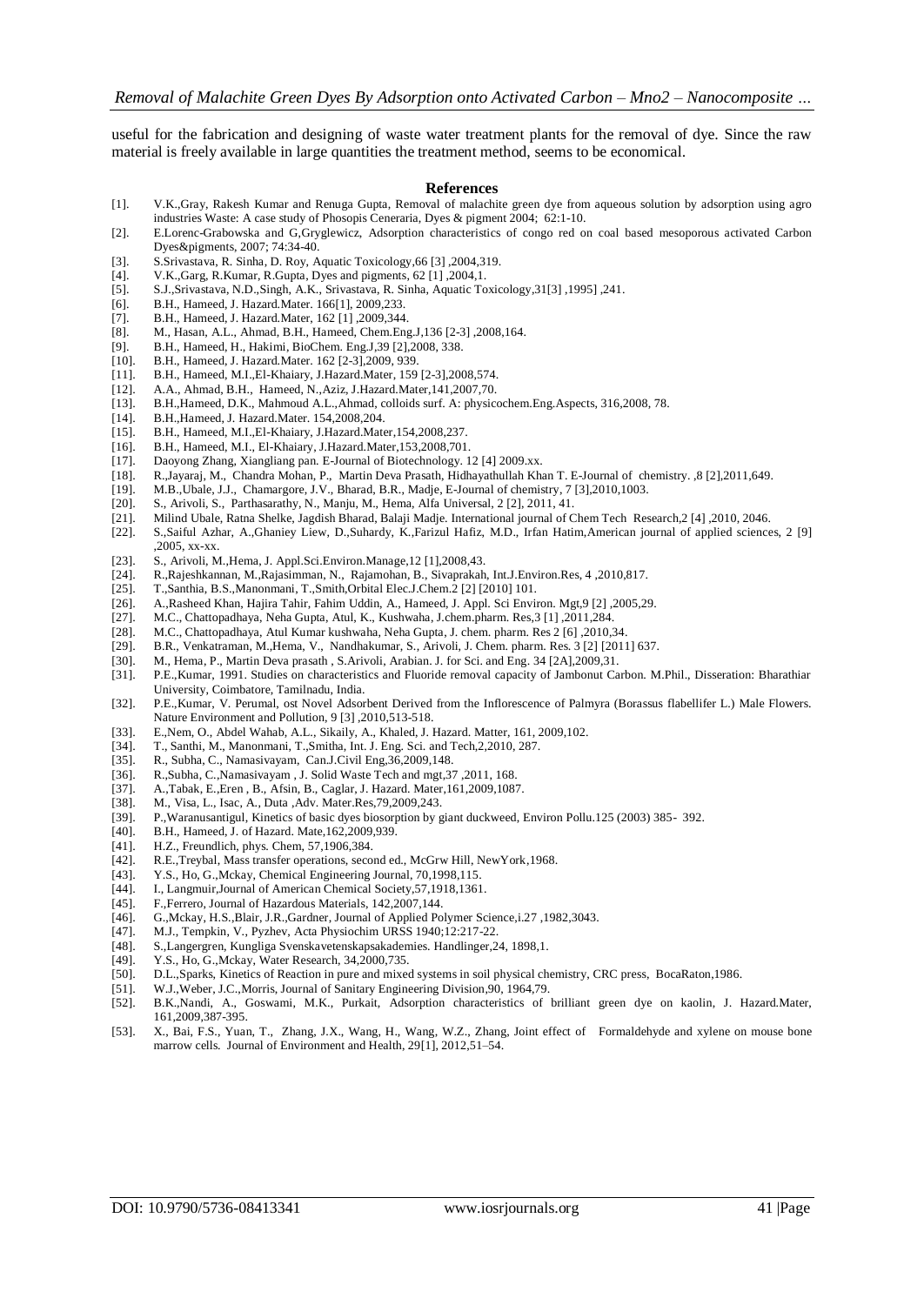useful for the fabrication and designing of waste water treatment plants for the removal of dye. Since the raw material is freely available in large quantities the treatment method, seems to be economical.

## References

[1]. V.K.,Gray, Rakesh Kumar and Renuga Gupta, Removal of malachite green dye from aqueous solution by adsorption using agro industries Waste: A case study of Phosopis Ceneraria, Dyes & pigment 2004; 62:1-10.
[2]. E.Lorenc-Grabowska and G,Gryglewicz, Adsorption characteristics of congo red on coal based mesoporous activated Carbon Dyes&pigments, 2007; 74:34-40.
[3]. S.Srivastava, R. Sinha, D. Roy, Aquatic Toxicology,66 [3] ,2004,319.
[4]. V.K.,Garg, R.Kumar, R.Gupta, Dyes and pigments, 62 [1] ,2004,1.
[5]. S.J.,Srivastava, N.D.,Singh, A.K., Srivastava, R. Sinha, Aquatic Toxicology,31[3] ,1995] ,241.
[6]. B.H., Hameed, J. Hazard.Mater. 166[1], 2009,233.
[7]. B.H., Hameed, J. Hazard.Mater, 162 [1] ,2009,344.
[8]. M., Hasan, A.L., Ahmad, B.H., Hameed, Chem.Eng.J,136 [2-3] ,2008,164.
[9]. B.H., Hameed, H., Hakimi, BioChem. Eng.J,39 [2],2008, 338.
[10]. B.H., Hameed, J. Hazard.Mater. 162 [2-3],2009, 939.
[11]. B.H., Hameed, M.I.,El-Khaiary, J.Hazard.Mater, 159 [2-3],2008,574.
[12]. A.A., Ahmad, B.H., Hameed, N.,Aziz, J.Hazard.Mater,141,2007,70.
[13]. B.H.,Hameed, D.K., Mahmoud A.L.,Ahmad, colloids surf. A: physicochem.Eng.Aspects, 316,2008, 78.
[14]. B.H.,Hameed, J. Hazard.Mater. 154,2008,204.
[15]. B.H., Hameed, M.I.,El-Khaiary, J.Hazard.Mater,154,2008,237.
[16]. B.H., Hameed, M.I., El-Khaiary, J.Hazard.Mater,153,2008,701.
[17]. Daoyong Zhang, Xiangliang pan. E-Journal of Biotechnology. 12 [4] 2009.xx.
[18]. R.,Jayaraj, M., Chandra Mohan, P., Martin Deva Prasath, Hidhayathullah Khan T. E-Journal of chemistry. ,8 [2],2011,649.
[19]. M.B.,Ubale, J.J., Chamargore, J.V., Bharad, B.R., Madje, E-Journal of chemistry, 7 [3],2010,1003.
[20]. S., Arivoli, S., Parthasarathy, N., Manju, M., Hema, Alfa Universal, 2 [2], 2011, 41.
[21]. Milind Ubale, Ratna Shelke, Jagdish Bharad, Balaji Madje. International journal of Chem Tech Research,2 [4] ,2010, 2046.
[22]. S.,Saiful Azhar, A.,Ghaniey Liew, D.,Suhardy, K.,Farizul Hafiz, M.D., Irfan Hatim,American journal of applied sciences, 2 [9] ,2005, xx-xx.
[23]. S., Arivoli, M.,Hema, J. Appl.Sci.Environ.Manage,12 [1],2008,43.
[24]. R.,Rajeshkannan, M.,Rajasimman, N., Rajamohan, B., Sivaprakah, Int.J.Environ.Res, 4 ,2010,817.
[25]. T.,Santhia, B.S.,Manonmani, T.,Smith,Orbital Elec.J.Chem.2 [2] [2010] 101.
[26]. A.,Rasheed Khan, Hajira Tahir, Fahim Uddin, A., Hameed, J. Appl. Sci Environ. Mgt,9 [2] ,2005,29.
[27]. M.C., Chattopadhaya, Neha Gupta, Atul, K., Kushwaha, J.chem.pharm. Res,3 [1] ,2011,284.
[28]. M.C., Chattopadhaya, Atul Kumar kushwaha, Neha Gupta, J. chem. pharm. Res 2 [6] ,2010,34.
[29]. B.R., Venkatraman, M.,Hema, V., Nandhakumar, S., Arivoli, J. Chem. pharm. Res. 3 [2] [2011] 637.
[30]. M., Hema, P., Martin Deva prasath , S.Arivoli, Arabian. J. for Sci. and Eng. 34 [2A],2009,31.
[31]. P.E.,Kumar, 1991. Studies on characteristics and Fluoride removal capacity of Jambonut Carbon. M.Phil., Disseration: Bharathiar University, Coimbatore, Tamilnadu, India.
[32]. P.E.,Kumar, V. Perumal, ost Novel Adsorbent Derived from the Inflorescence of Palmyra (Borassus flabellifer L.) Male Flowers. Nature Environment and Pollution, 9 [3] ,2010,513-518.
[33]. E.,Nem, O., Abdel Wahab, A.L., Sikaily, A., Khaled, J. Hazard. Matter, 161, 2009,102.
[34]. T., Santhi, M., Manonmani, T.,Smitha, Int. J. Eng. Sci. and Tech,2,2010, 287.
[35]. R., Subha, C., Namasivayam, Can.J.Civil Eng,36,2009,148.
[36]. R.,Subha, C.,Namasivayam , J. Solid Waste Tech and mgt,37 ,2011, 168.
[37]. A.,Tabak, E.,Eren , B., Afsin, B., Caglar, J. Hazard. Mater,161,2009,1087.
[38]. M., Visa, L., Isac, A., Duta ,Adv. Mater.Res,79,2009,243.
[39]. P.,Waranusantigul, Kinetics of basic dyes biosorption by giant duckweed, Environ Pollu.125 (2003) 385- 392.
[40]. B.H., Hameed, J. of Hazard. Mate,162,2009,939.
[41]. H.Z., Freundlich, phys. Chem, 57,1906,384.
[42]. R.E.,Treybal, Mass transfer operations, second ed., McGrw Hill, NewYork,1968.
[43]. Y.S., Ho, G.,Mckay, Chemical Engineering Journal, 70,1998,115.
[44]. I., Langmuir,Journal of American Chemical Society,57,1918,1361.
[45]. F.,Ferrero, Journal of Hazardous Materials, 142,2007,144.
[46]. G.,Mckay, H.S.,Blair, J.R.,Gardner, Journal of Applied Polymer Science,i.27 ,1982,3043.
[47]. M.J., Tempkin, V., Pyzhev, Acta Physiochim URSS 1940;12:217-22.
[48]. S.,Langergren, Kungliga Svenskavetenskapsakademies. Handlinger,24, 1898,1.
[49]. Y.S., Ho, G.,Mckay, Water Research, 34,2000,735.
[50]. D.L.,Sparks, Kinetics of Reaction in pure and mixed systems in soil physical chemistry, CRC press, BocaRaton,1986.
[51]. W.J.,Weber, J.C.,Morris, Journal of Sanitary Engineering Division,90, 1964,79.
[52]. B.K.,Nandi, A., Goswami, M.K., Purkait, Adsorption characteristics of brilliant green dye on kaolin, J. Hazard.Mater, 161,2009,387-395.
[53]. X., Bai, F.S., Yuan, T., Zhang, J.X., Wang, H., Wang, W.Z., Zhang, Joint effect of Formaldehyde and xylene on mouse bone marrow cells. Journal of Environment and Health, 29[1], 2012,51–54.